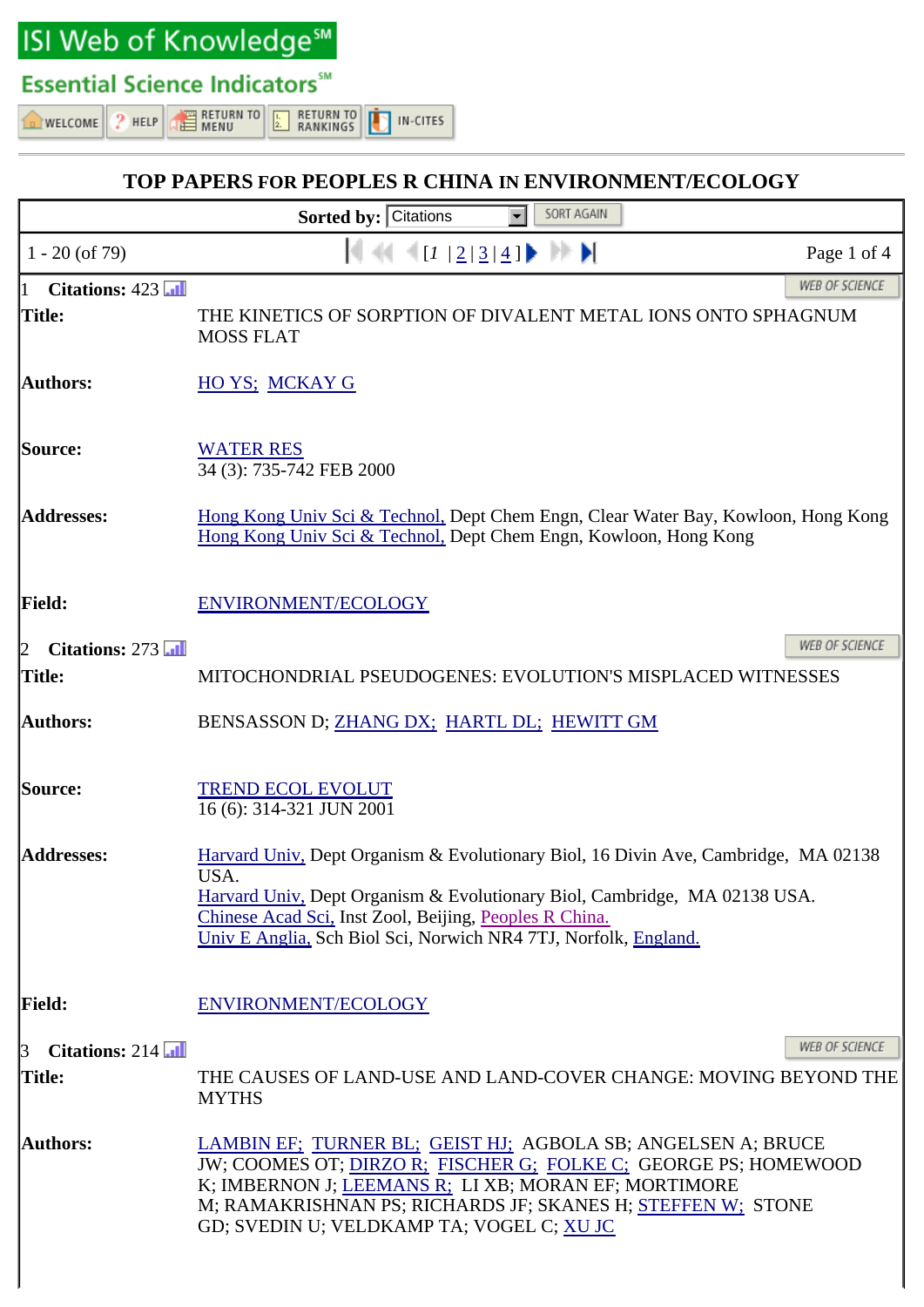ISI Web of Knowledge℠

Essential Science Indicators℠

WELCOME | HELP | RETURN TO MENU | RETURN TO RANKINGS | IN-CITES

# TOP PAPERS FOR PEOPLES R CHINA IN ENVIRONMENT/ECOLOGY

Sorted by: Citations SORT AGAIN

1 - 20 (of 79) [1 | 2 | 3 | 4 ] Page 1 of 4

1 **Citations:** 423 WEB OF SCIENCE

| | |
|---|---|
| **Title:** | THE KINETICS OF SORPTION OF DIVALENT METAL IONS ONTO SPHAGNUM MOSS FLAT |
| **Authors:** | HO YS; MCKAY G |
| **Source:** | WATER RES<br>34 (3): 735-742 FEB 2000 |
| **Addresses:** | Hong Kong Univ Sci & Technol, Dept Chem Engn, Clear Water Bay, Kowloon, Hong Kong<br>Hong Kong Univ Sci & Technol, Dept Chem Engn, Kowloon, Hong Kong |
| **Field:** | ENVIRONMENT/ECOLOGY |

2 **Citations:** 273 WEB OF SCIENCE

| | |
|---|---|
| **Title:** | MITOCHONDRIAL PSEUDOGENES: EVOLUTION'S MISPLACED WITNESSES |
| **Authors:** | BENSASSON D; ZHANG DX; HARTL DL; HEWITT GM |
| **Source:** | TREND ECOL EVOLUT<br>16 (6): 314-321 JUN 2001 |
| **Addresses:** | Harvard Univ, Dept Organism & Evolutionary Biol, 16 Divin Ave, Cambridge, MA 02138 USA.<br>Harvard Univ, Dept Organism & Evolutionary Biol, Cambridge, MA 02138 USA.<br>Chinese Acad Sci, Inst Zool, Beijing, Peoples R China.<br>Univ E Anglia, Sch Biol Sci, Norwich NR4 7TJ, Norfolk, England. |
| **Field:** | ENVIRONMENT/ECOLOGY |

3 **Citations:** 214 WEB OF SCIENCE

| | |
|---|---|
| **Title:** | THE CAUSES OF LAND-USE AND LAND-COVER CHANGE: MOVING BEYOND THE MYTHS |
| **Authors:** | LAMBIN EF; TURNER BL; GEIST HJ; AGBOLA SB; ANGELSEN A; BRUCE JW; COOMES OT; DIRZO R; FISCHER G; FOLKE C; GEORGE PS; HOMEWOOD K; IMBERNON J; LEEMANS R; LI XB; MORAN EF; MORTIMORE M; RAMAKRISHNAN PS; RICHARDS JF; SKANES H; STEFFEN W; STONE GD; SVEDIN U; VELDKAMP TA; VOGEL C; XU JC |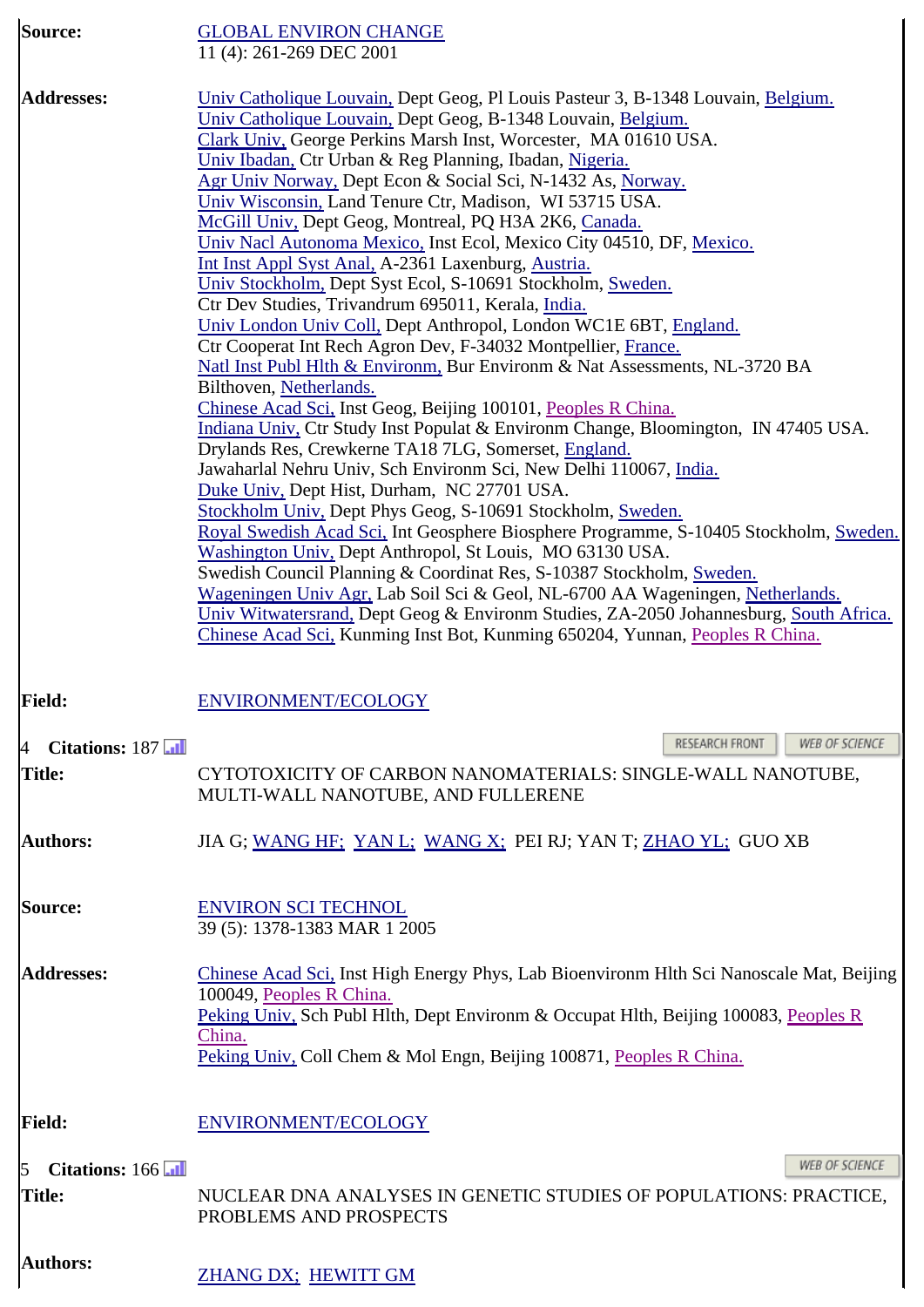**Source:** GLOBAL ENVIRON CHANGE
11 (4): 261-269 DEC 2001

**Addresses:**
Univ Catholique Louvain, Dept Geog, Pl Louis Pasteur 3, B-1348 Louvain, Belgium.
Univ Catholique Louvain, Dept Geog, B-1348 Louvain, Belgium.
Clark Univ, George Perkins Marsh Inst, Worcester, MA 01610 USA.
Univ Ibadan, Ctr Urban & Reg Planning, Ibadan, Nigeria.
Agr Univ Norway, Dept Econ & Social Sci, N-1432 As, Norway.
Univ Wisconsin, Land Tenure Ctr, Madison, WI 53715 USA.
McGill Univ, Dept Geog, Montreal, PQ H3A 2K6, Canada.
Univ Nacl Autonoma Mexico, Inst Ecol, Mexico City 04510, DF, Mexico.
Int Inst Appl Syst Anal, A-2361 Laxenburg, Austria.
Univ Stockholm, Dept Syst Ecol, S-10691 Stockholm, Sweden.
Ctr Dev Studies, Trivandrum 695011, Kerala, India.
Univ London Univ Coll, Dept Anthropol, London WC1E 6BT, England.
Ctr Cooperat Int Rech Agron Dev, F-34032 Montpellier, France.
Natl Inst Publ Hlth & Environm, Bur Environm & Nat Assessments, NL-3720 BA Bilthoven, Netherlands.
Chinese Acad Sci, Inst Geog, Beijing 100101, Peoples R China.
Indiana Univ, Ctr Study Inst Populat & Environm Change, Bloomington, IN 47405 USA.
Drylands Res, Crewkerne TA18 7LG, Somerset, England.
Jawaharlal Nehru Univ, Sch Environm Sci, New Delhi 110067, India.
Duke Univ, Dept Hist, Durham, NC 27701 USA.
Stockholm Univ, Dept Phys Geog, S-10691 Stockholm, Sweden.
Royal Swedish Acad Sci, Int Geosphere Biosphere Programme, S-10405 Stockholm, Sweden.
Washington Univ, Dept Anthropol, St Louis, MO 63130 USA.
Swedish Council Planning & Coordinat Res, S-10387 Stockholm, Sweden.
Wageningen Univ Agr, Lab Soil Sci & Geol, NL-6700 AA Wageningen, Netherlands.
Univ Witwatersrand, Dept Geog & Environm Studies, ZA-2050 Johannesburg, South Africa.
Chinese Acad Sci, Kunming Inst Bot, Kunming 650204, Yunnan, Peoples R China.

**Field:** ENVIRONMENT/ECOLOGY

4 **Citations:** 187

RESEARCH FRONT | WEB OF SCIENCE

**Title:** CYTOTOXICITY OF CARBON NANOMATERIALS: SINGLE-WALL NANOTUBE, MULTI-WALL NANOTUBE, AND FULLERENE

**Authors:** JIA G; WANG HF; YAN L; WANG X; PEI RJ; YAN T; ZHAO YL; GUO XB

**Source:** ENVIRON SCI TECHNOL
39 (5): 1378-1383 MAR 1 2005

**Addresses:**
Chinese Acad Sci, Inst High Energy Phys, Lab Bioenvironm Hlth Sci Nanoscale Mat, Beijing 100049, Peoples R China.
Peking Univ, Sch Publ Hlth, Dept Environm & Occupat Hlth, Beijing 100083, Peoples R China.
Peking Univ, Coll Chem & Mol Engn, Beijing 100871, Peoples R China.

**Field:** ENVIRONMENT/ECOLOGY

5 **Citations:** 166

WEB OF SCIENCE

**Title:** NUCLEAR DNA ANALYSES IN GENETIC STUDIES OF POPULATIONS: PRACTICE, PROBLEMS AND PROSPECTS

**Authors:** ZHANG DX; HEWITT GM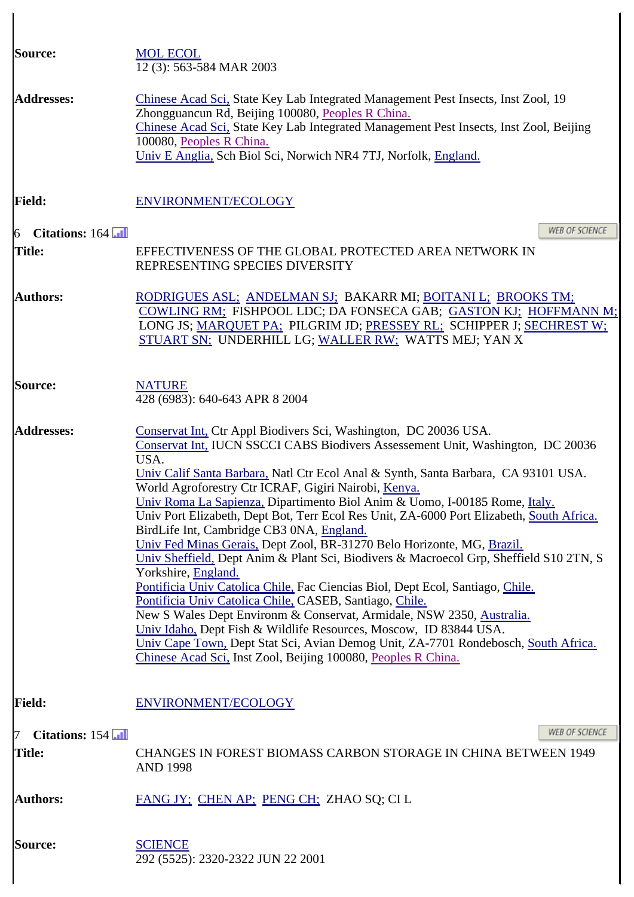**Source:** MOL ECOL
12 (3): 563-584 MAR 2003

**Addresses:** Chinese Acad Sci, State Key Lab Integrated Management Pest Insects, Inst Zool, 19 Zhongguancun Rd, Beijing 100080, Peoples R China.
Chinese Acad Sci, State Key Lab Integrated Management Pest Insects, Inst Zool, Beijing 100080, Peoples R China.
Univ E Anglia, Sch Biol Sci, Norwich NR4 7TJ, Norfolk, England.

**Field:** ENVIRONMENT/ECOLOGY

6 **Citations:** 164

WEB OF SCIENCE

**Title:** EFFECTIVENESS OF THE GLOBAL PROTECTED AREA NETWORK IN REPRESENTING SPECIES DIVERSITY

**Authors:** RODRIGUES ASL; ANDELMAN SJ; BAKARR MI; BOITANI L; BROOKS TM; COWLING RM; FISHPOOL LDC; DA FONSECA GAB; GASTON KJ; HOFFMANN M; LONG JS; MARQUET PA; PILGRIM JD; PRESSEY RL; SCHIPPER J; SECHREST W; STUART SN; UNDERHILL LG; WALLER RW; WATTS MEJ; YAN X

**Source:** NATURE
428 (6983): 640-643 APR 8 2004

**Addresses:** Conservat Int, Ctr Appl Biodivers Sci, Washington, DC 20036 USA.
Conservat Int, IUCN SSCCI CABS Biodivers Assessement Unit, Washington, DC 20036 USA.
Univ Calif Santa Barbara, Natl Ctr Ecol Anal & Synth, Santa Barbara, CA 93101 USA.
World Agroforestry Ctr ICRAF, Gigiri Nairobi, Kenya.
Univ Roma La Sapienza, Dipartimento Biol Anim & Uomo, I-00185 Rome, Italy.
Univ Port Elizabeth, Dept Bot, Terr Ecol Res Unit, ZA-6000 Port Elizabeth, South Africa.
BirdLife Int, Cambridge CB3 0NA, England.
Univ Fed Minas Gerais, Dept Zool, BR-31270 Belo Horizonte, MG, Brazil.
Univ Sheffield, Dept Anim & Plant Sci, Biodivers & Macroecol Grp, Sheffield S10 2TN, S Yorkshire, England.
Pontificia Univ Catolica Chile, Fac Ciencias Biol, Dept Ecol, Santiago, Chile.
Pontificia Univ Catolica Chile, CASEB, Santiago, Chile.
New S Wales Dept Environm & Conservat, Armidale, NSW 2350, Australia.
Univ Idaho, Dept Fish & Wildlife Resources, Moscow, ID 83844 USA.
Univ Cape Town, Dept Stat Sci, Avian Demog Unit, ZA-7701 Rondebosch, South Africa.
Chinese Acad Sci, Inst Zool, Beijing 100080, Peoples R China.

**Field:** ENVIRONMENT/ECOLOGY

7 **Citations:** 154

WEB OF SCIENCE

**Title:** CHANGES IN FOREST BIOMASS CARBON STORAGE IN CHINA BETWEEN 1949 AND 1998

**Authors:** FANG JY; CHEN AP; PENG CH; ZHAO SQ; CI L

**Source:** SCIENCE
292 (5525): 2320-2322 JUN 22 2001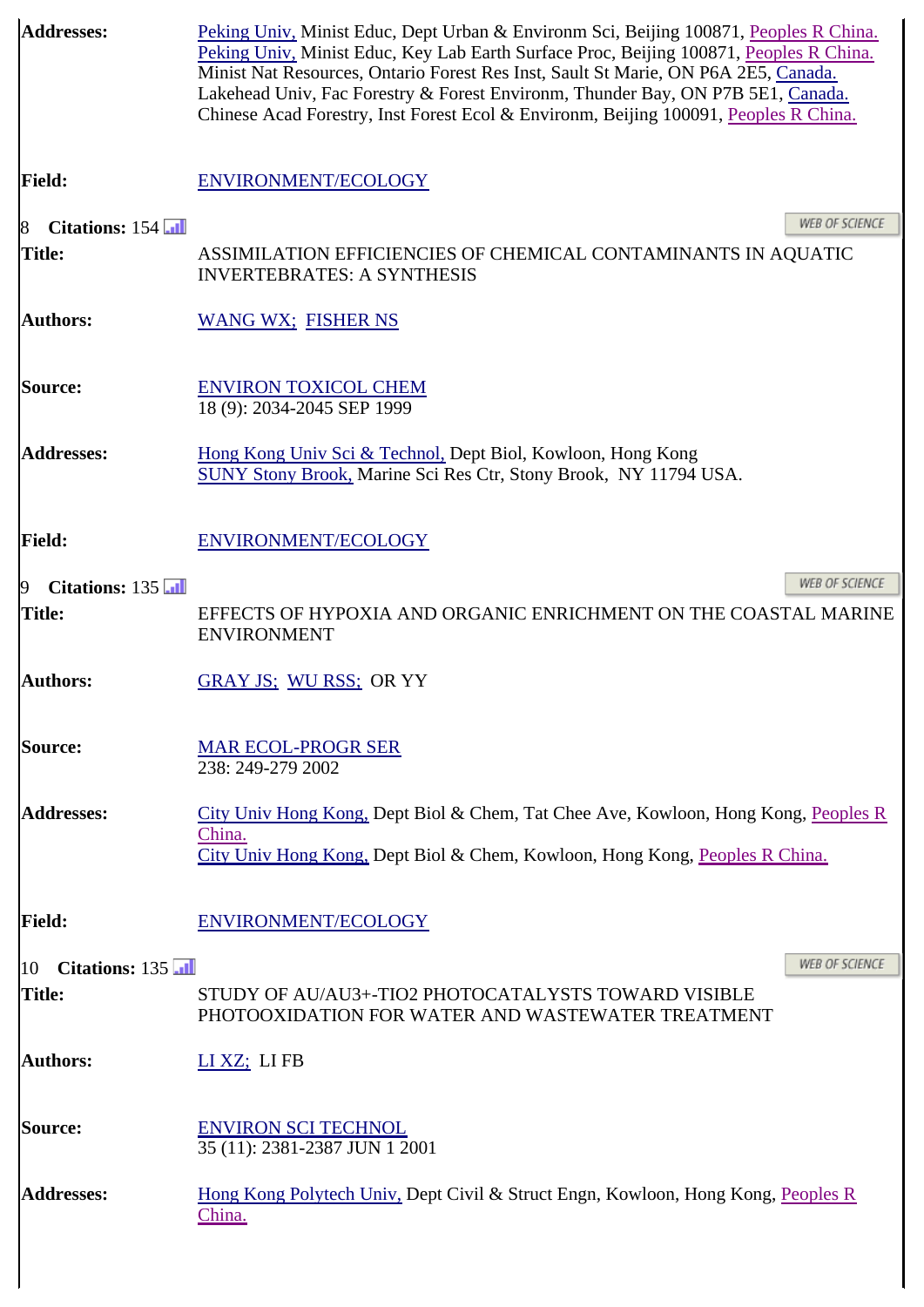| | |
|---|---|
| **Addresses:** | Peking Univ, Minist Educ, Dept Urban & Environm Sci, Beijing 100871, Peoples R China.<br>Peking Univ, Minist Educ, Key Lab Earth Surface Proc, Beijing 100871, Peoples R China.<br>Minist Nat Resources, Ontario Forest Res Inst, Sault St Marie, ON P6A 2E5, Canada.<br>Lakehead Univ, Fac Forestry & Forest Environm, Thunder Bay, ON P7B 5E1, Canada.<br>Chinese Acad Forestry, Inst Forest Ecol & Environm, Beijing 100091, Peoples R China. |
| **Field:** | ENVIRONMENT/ECOLOGY |

8 **Citations:** 154

| | |
|---|---|
| **Title:** | ASSIMILATION EFFICIENCIES OF CHEMICAL CONTAMINANTS IN AQUATIC INVERTEBRATES: A SYNTHESIS |
| **Authors:** | WANG WX; FISHER NS |
| **Source:** | ENVIRON TOXICOL CHEM<br>18 (9): 2034-2045 SEP 1999 |
| **Addresses:** | Hong Kong Univ Sci & Technol, Dept Biol, Kowloon, Hong Kong<br>SUNY Stony Brook, Marine Sci Res Ctr, Stony Brook, NY 11794 USA. |
| **Field:** | ENVIRONMENT/ECOLOGY |

9 **Citations:** 135

| | |
|---|---|
| **Title:** | EFFECTS OF HYPOXIA AND ORGANIC ENRICHMENT ON THE COASTAL MARINE ENVIRONMENT |
| **Authors:** | GRAY JS; WU RSS; OR YY |
| **Source:** | MAR ECOL-PROGR SER<br>238: 249-279 2002 |
| **Addresses:** | City Univ Hong Kong, Dept Biol & Chem, Tat Chee Ave, Kowloon, Hong Kong, Peoples R China.<br>City Univ Hong Kong, Dept Biol & Chem, Kowloon, Hong Kong, Peoples R China. |
| **Field:** | ENVIRONMENT/ECOLOGY |

10 **Citations:** 135

| | |
|---|---|
| **Title:** | STUDY OF AU/AU3+-TIO2 PHOTOCATALYSTS TOWARD VISIBLE PHOTOOXIDATION FOR WATER AND WASTEWATER TREATMENT |
| **Authors:** | LI XZ; LI FB |
| **Source:** | ENVIRON SCI TECHNOL<br>35 (11): 2381-2387 JUN 1 2001 |
| **Addresses:** | Hong Kong Polytech Univ, Dept Civil & Struct Engn, Kowloon, Hong Kong, Peoples R China. |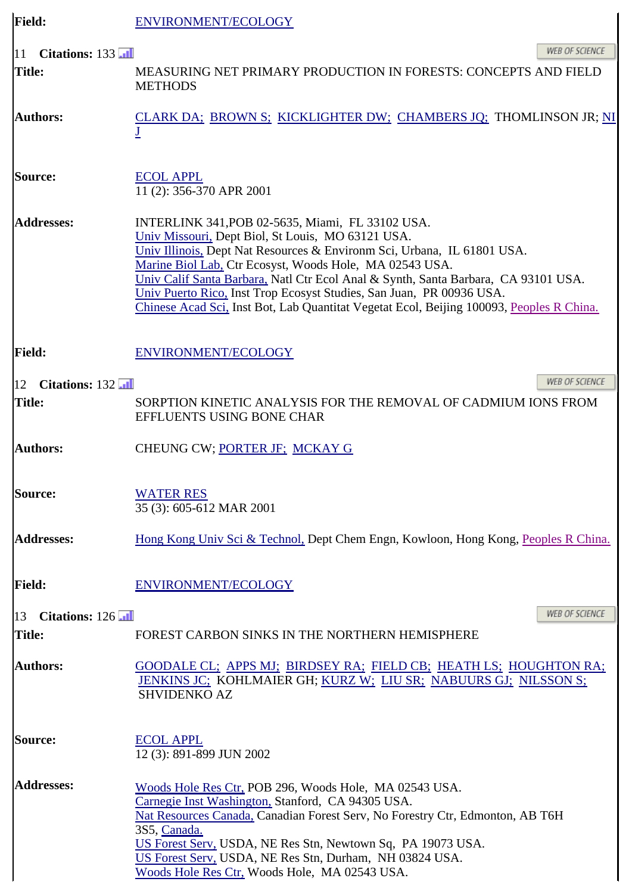**Field:** ENVIRONMENT/ECOLOGY

11 **Citations:** 133

WEB OF SCIENCE

**Title:** MEASURING NET PRIMARY PRODUCTION IN FORESTS: CONCEPTS AND FIELD METHODS

**Authors:** CLARK DA; BROWN S; KICKLIGHTER DW; CHAMBERS JQ; THOMLINSON JR; NI J

**Source:** ECOL APPL
11 (2): 356-370 APR 2001

**Addresses:**
INTERLINK 341,POB 02-5635, Miami, FL 33102 USA.
Univ Missouri, Dept Biol, St Louis, MO 63121 USA.
Univ Illinois, Dept Nat Resources & Environm Sci, Urbana, IL 61801 USA.
Marine Biol Lab, Ctr Ecosyst, Woods Hole, MA 02543 USA.
Univ Calif Santa Barbara, Natl Ctr Ecol Anal & Synth, Santa Barbara, CA 93101 USA.
Univ Puerto Rico, Inst Trop Ecosyst Studies, San Juan, PR 00936 USA.
Chinese Acad Sci, Inst Bot, Lab Quantitat Vegetat Ecol, Beijing 100093, Peoples R China.

**Field:** ENVIRONMENT/ECOLOGY

12 **Citations:** 132

WEB OF SCIENCE

**Title:** SORPTION KINETIC ANALYSIS FOR THE REMOVAL OF CADMIUM IONS FROM EFFLUENTS USING BONE CHAR

**Authors:** CHEUNG CW; PORTER JF; MCKAY G

**Source:** WATER RES
35 (3): 605-612 MAR 2001

**Addresses:** Hong Kong Univ Sci & Technol, Dept Chem Engn, Kowloon, Hong Kong, Peoples R China.

**Field:** ENVIRONMENT/ECOLOGY

13 **Citations:** 126

WEB OF SCIENCE

**Title:** FOREST CARBON SINKS IN THE NORTHERN HEMISPHERE

**Authors:** GOODALE CL; APPS MJ; BIRDSEY RA; FIELD CB; HEATH LS; HOUGHTON RA; JENKINS JC; KOHLMAIER GH; KURZ W; LIU SR; NABUURS GJ; NILSSON S; SHVIDENKO AZ

**Source:** ECOL APPL
12 (3): 891-899 JUN 2002

**Addresses:**
Woods Hole Res Ctr, POB 296, Woods Hole, MA 02543 USA.
Carnegie Inst Washington, Stanford, CA 94305 USA.
Nat Resources Canada, Canadian Forest Serv, No Forestry Ctr, Edmonton, AB T6H 3S5, Canada.
US Forest Serv, USDA, NE Res Stn, Newtown Sq, PA 19073 USA.
US Forest Serv, USDA, NE Res Stn, Durham, NH 03824 USA.
Woods Hole Res Ctr, Woods Hole, MA 02543 USA.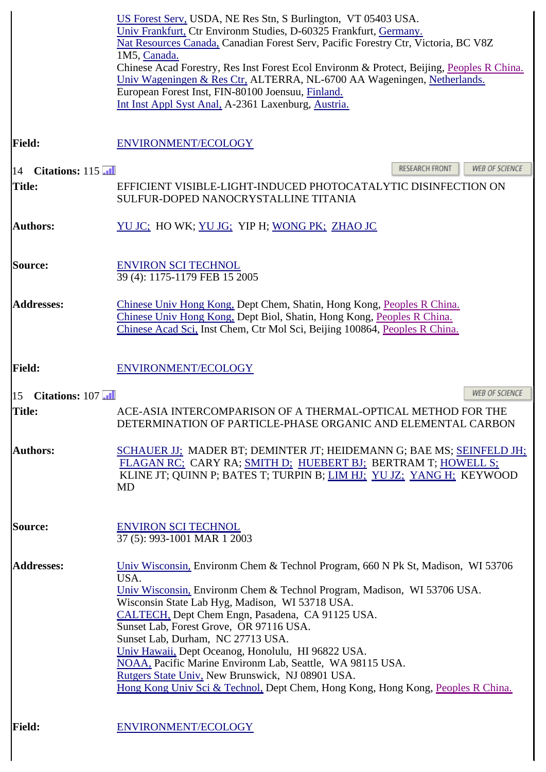US Forest Serv, USDA, NE Res Stn, S Burlington, VT 05403 USA.
Univ Frankfurt, Ctr Environm Studies, D-60325 Frankfurt, Germany.
Nat Resources Canada, Canadian Forest Serv, Pacific Forestry Ctr, Victoria, BC V8Z 1M5, Canada.
Chinese Acad Forestry, Res Inst Forest Ecol Environm & Protect, Beijing, Peoples R China.
Univ Wageningen & Res Ctr, ALTERRA, NL-6700 AA Wageningen, Netherlands.
European Forest Inst, FIN-80100 Joensuu, Finland.
Int Inst Appl Syst Anal, A-2361 Laxenburg, Austria.

**Field:** ENVIRONMENT/ECOLOGY

14 **Citations:** 115

RESEARCH FRONT | WEB OF SCIENCE

**Title:** EFFICIENT VISIBLE-LIGHT-INDUCED PHOTOCATALYTIC DISINFECTION ON SULFUR-DOPED NANOCRYSTALLINE TITANIA

**Authors:** YU JC; HO WK; YU JG; YIP H; WONG PK; ZHAO JC

**Source:** ENVIRON SCI TECHNOL
39 (4): 1175-1179 FEB 15 2005

**Addresses:**
Chinese Univ Hong Kong, Dept Chem, Shatin, Hong Kong, Peoples R China.
Chinese Univ Hong Kong, Dept Biol, Shatin, Hong Kong, Peoples R China.
Chinese Acad Sci, Inst Chem, Ctr Mol Sci, Beijing 100864, Peoples R China.

**Field:** ENVIRONMENT/ECOLOGY

15 **Citations:** 107

WEB OF SCIENCE

**Title:** ACE-ASIA INTERCOMPARISON OF A THERMAL-OPTICAL METHOD FOR THE DETERMINATION OF PARTICLE-PHASE ORGANIC AND ELEMENTAL CARBON

**Authors:** SCHAUER JJ; MADER BT; DEMINTER JT; HEIDEMANN G; BAE MS; SEINFELD JH; FLAGAN RC; CARY RA; SMITH D; HUEBERT BJ; BERTRAM T; HOWELL S; KLINE JT; QUINN P; BATES T; TURPIN B; LIM HJ; YU JZ; YANG H; KEYWOOD MD

**Source:** ENVIRON SCI TECHNOL
37 (5): 993-1001 MAR 1 2003

**Addresses:**
Univ Wisconsin, Environm Chem & Technol Program, 660 N Pk St, Madison, WI 53706 USA.
Univ Wisconsin, Environm Chem & Technol Program, Madison, WI 53706 USA.
Wisconsin State Lab Hyg, Madison, WI 53718 USA.
CALTECH, Dept Chem Engn, Pasadena, CA 91125 USA.
Sunset Lab, Forest Grove, OR 97116 USA.
Sunset Lab, Durham, NC 27713 USA.
Univ Hawaii, Dept Oceanog, Honolulu, HI 96822 USA.
NOAA, Pacific Marine Environm Lab, Seattle, WA 98115 USA.
Rutgers State Univ, New Brunswick, NJ 08901 USA.
Hong Kong Univ Sci & Technol, Dept Chem, Hong Kong, Hong Kong, Peoples R China.

**Field:** ENVIRONMENT/ECOLOGY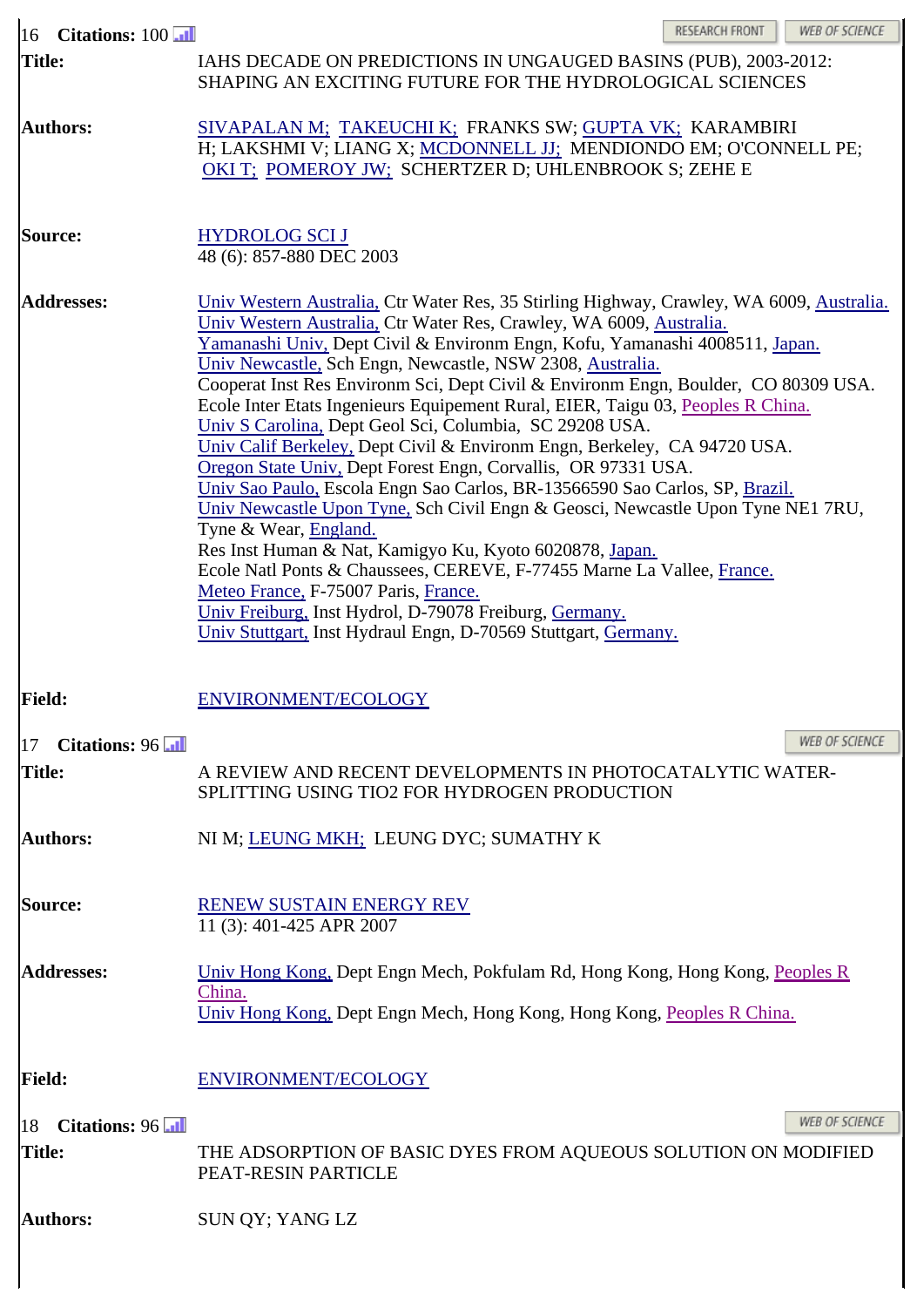16 **Citations:** 100

RESEARCH FRONT | WEB OF SCIENCE

| | |
|---|---|
| **Title:** | IAHS DECADE ON PREDICTIONS IN UNGAUGED BASINS (PUB), 2003-2012: SHAPING AN EXCITING FUTURE FOR THE HYDROLOGICAL SCIENCES |
| **Authors:** | SIVAPALAN M; TAKEUCHI K; FRANKS SW; GUPTA VK; KARAMBIRI H; LAKSHMI V; LIANG X; MCDONNELL JJ; MENDIONDO EM; O'CONNELL PE; OKI T; POMEROY JW; SCHERTZER D; UHLENBROOK S; ZEHE E |
| **Source:** | HYDROLOG SCI J<br>48 (6): 857-880 DEC 2003 |
| **Addresses:** | Univ Western Australia, Ctr Water Res, 35 Stirling Highway, Crawley, WA 6009, Australia.<br>Univ Western Australia, Ctr Water Res, Crawley, WA 6009, Australia.<br>Yamanashi Univ, Dept Civil & Environm Engn, Kofu, Yamanashi 4008511, Japan.<br>Univ Newcastle, Sch Engn, Newcastle, NSW 2308, Australia.<br>Cooperat Inst Res Environm Sci, Dept Civil & Environm Engn, Boulder, CO 80309 USA.<br>Ecole Inter Etats Ingenieurs Equipement Rural, EIER, Taigu 03, Peoples R China.<br>Univ S Carolina, Dept Geol Sci, Columbia, SC 29208 USA.<br>Univ Calif Berkeley, Dept Civil & Environm Engn, Berkeley, CA 94720 USA.<br>Oregon State Univ, Dept Forest Engn, Corvallis, OR 97331 USA.<br>Univ Sao Paulo, Escola Engn Sao Carlos, BR-13566590 Sao Carlos, SP, Brazil.<br>Univ Newcastle Upon Tyne, Sch Civil Engn & Geosci, Newcastle Upon Tyne NE1 7RU, Tyne & Wear, England.<br>Res Inst Human & Nat, Kamigyo Ku, Kyoto 6020878, Japan.<br>Ecole Natl Ponts & Chaussees, CEREVE, F-77455 Marne La Vallee, France.<br>Meteo France, F-75007 Paris, France.<br>Univ Freiburg, Inst Hydrol, D-79078 Freiburg, Germany.<br>Univ Stuttgart, Inst Hydraul Engn, D-70569 Stuttgart, Germany. |
| **Field:** | ENVIRONMENT/ECOLOGY |

17 **Citations:** 96

WEB OF SCIENCE

| | |
|---|---|
| **Title:** | A REVIEW AND RECENT DEVELOPMENTS IN PHOTOCATALYTIC WATER-SPLITTING USING TIO2 FOR HYDROGEN PRODUCTION |
| **Authors:** | NI M; LEUNG MKH; LEUNG DYC; SUMATHY K |
| **Source:** | RENEW SUSTAIN ENERGY REV<br>11 (3): 401-425 APR 2007 |
| **Addresses:** | Univ Hong Kong, Dept Engn Mech, Pokfulam Rd, Hong Kong, Hong Kong, Peoples R China.<br>Univ Hong Kong, Dept Engn Mech, Hong Kong, Hong Kong, Peoples R China. |
| **Field:** | ENVIRONMENT/ECOLOGY |

18 **Citations:** 96

WEB OF SCIENCE

| | |
|---|---|
| **Title:** | THE ADSORPTION OF BASIC DYES FROM AQUEOUS SOLUTION ON MODIFIED PEAT-RESIN PARTICLE |
| **Authors:** | SUN QY; YANG LZ |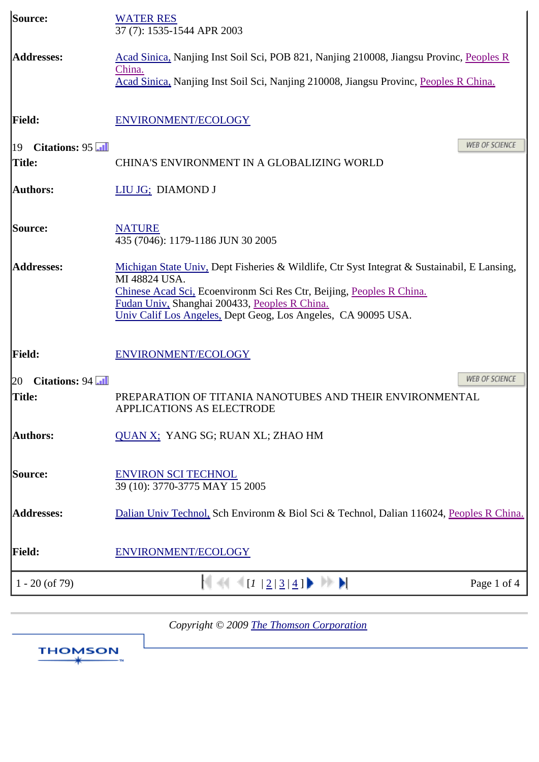| | |
|---|---|
| **Source:** | WATER RES<br>37 (7): 1535-1544 APR 2003 |
| **Addresses:** | Acad Sinica, Nanjing Inst Soil Sci, POB 821, Nanjing 210008, Jiangsu Provinc, Peoples R China.<br>Acad Sinica, Nanjing Inst Soil Sci, Nanjing 210008, Jiangsu Provinc, Peoples R China. |
| **Field:** | ENVIRONMENT/ECOLOGY |

19 **Citations:** 95

WEB OF SCIENCE

| | |
|---|---|
| **Title:** | CHINA'S ENVIRONMENT IN A GLOBALIZING WORLD |
| **Authors:** | LIU JG; DIAMOND J |
| **Source:** | NATURE<br>435 (7046): 1179-1186 JUN 30 2005 |
| **Addresses:** | Michigan State Univ, Dept Fisheries & Wildlife, Ctr Syst Integrat & Sustainabil, E Lansing, MI 48824 USA.<br>Chinese Acad Sci, Ecoenvironm Sci Res Ctr, Beijing, Peoples R China.<br>Fudan Univ, Shanghai 200433, Peoples R China.<br>Univ Calif Los Angeles, Dept Geog, Los Angeles, CA 90095 USA. |
| **Field:** | ENVIRONMENT/ECOLOGY |

20 **Citations:** 94

WEB OF SCIENCE

| | |
|---|---|
| **Title:** | PREPARATION OF TITANIA NANOTUBES AND THEIR ENVIRONMENTAL APPLICATIONS AS ELECTRODE |
| **Authors:** | QUAN X; YANG SG; RUAN XL; ZHAO HM |
| **Source:** | ENVIRON SCI TECHNOL<br>39 (10): 3770-3775 MAY 15 2005 |
| **Addresses:** | Dalian Univ Technol, Sch Environm & Biol Sci & Technol, Dalian 116024, Peoples R China. |
| **Field:** | ENVIRONMENT/ECOLOGY |

1 - 20 (of 79) [1 | 2 | 3 | 4 ] Page 1 of 4

*Copyright © 2009 The Thomson Corporation*

THOMSON